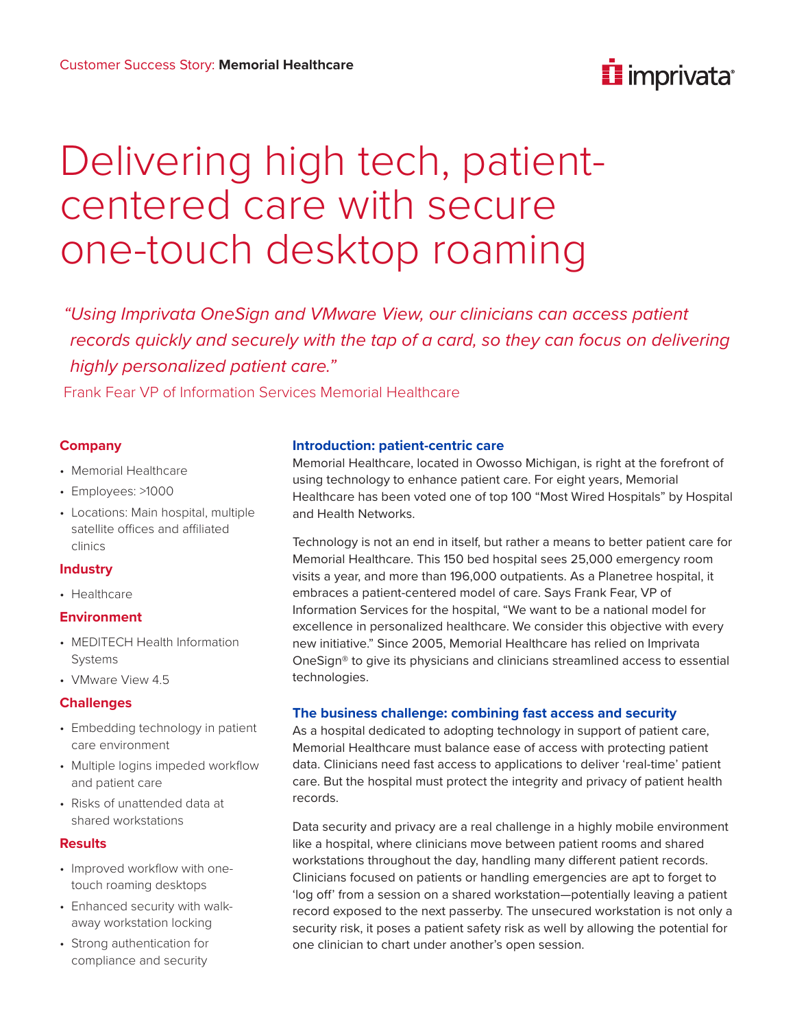Customer Success Story: **Memorial Healthcare**

# Delivering high tech, patient-centered care with secure one-touch desktop roaming

*"Using Imprivata OneSign and VMware View, our clinicians can access patient records quickly and securely with the tap of a card, so they can focus on delivering highly personalized patient care."*

Frank Fear VP of Information Services Memorial Healthcare

### Company

- Memorial Healthcare
- Employees: >1000
- Locations: Main hospital, multiple satellite offices and affiliated clinics

### Industry

- Healthcare

### Environment

- MEDITECH Health Information Systems
- VMware View 4.5

### Challenges

- Embedding technology in patient care environment
- Multiple logins impeded workflow and patient care
- Risks of unattended data at shared workstations

### Results

- Improved workflow with one-touch roaming desktops
- Enhanced security with walk-away workstation locking
- Strong authentication for compliance and security

## Introduction: patient-centric care

Memorial Healthcare, located in Owosso Michigan, is right at the forefront of using technology to enhance patient care. For eight years, Memorial Healthcare has been voted one of top 100 "Most Wired Hospitals" by Hospital and Health Networks.

Technology is not an end in itself, but rather a means to better patient care for Memorial Healthcare. This 150 bed hospital sees 25,000 emergency room visits a year, and more than 196,000 outpatients. As a Planetree hospital, it embraces a patient-centered model of care. Says Frank Fear, VP of Information Services for the hospital, "We want to be a national model for excellence in personalized healthcare. We consider this objective with every new initiative." Since 2005, Memorial Healthcare has relied on Imprivata OneSign® to give its physicians and clinicians streamlined access to essential technologies.

## The business challenge: combining fast access and security

As a hospital dedicated to adopting technology in support of patient care, Memorial Healthcare must balance ease of access with protecting patient data. Clinicians need fast access to applications to deliver 'real-time' patient care. But the hospital must protect the integrity and privacy of patient health records.

Data security and privacy are a real challenge in a highly mobile environment like a hospital, where clinicians move between patient rooms and shared workstations throughout the day, handling many different patient records. Clinicians focused on patients or handling emergencies are apt to forget to 'log off' from a session on a shared workstation—potentially leaving a patient record exposed to the next passerby. The unsecured workstation is not only a security risk, it poses a patient safety risk as well by allowing the potential for one clinician to chart under another's open session.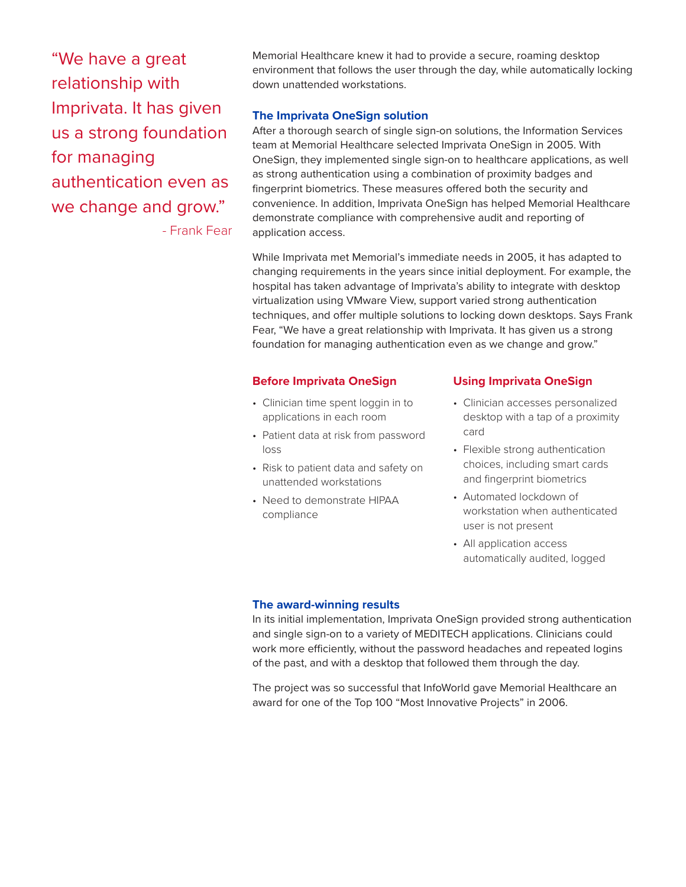> "We have a great relationship with Imprivata. It has given us a strong foundation for managing authentication even as we change and grow."
>
> \- Frank Fear

Memorial Healthcare knew it had to provide a secure, roaming desktop environment that follows the user through the day, while automatically locking down unattended workstations.

### The Imprivata OneSign solution

After a thorough search of single sign-on solutions, the Information Services team at Memorial Healthcare selected Imprivata OneSign in 2005. With OneSign, they implemented single sign-on to healthcare applications, as well as strong authentication using a combination of proximity badges and fingerprint biometrics. These measures offered both the security and convenience. In addition, Imprivata OneSign has helped Memorial Healthcare demonstrate compliance with comprehensive audit and reporting of application access.

While Imprivata met Memorial's immediate needs in 2005, it has adapted to changing requirements in the years since initial deployment. For example, the hospital has taken advantage of Imprivata's ability to integrate with desktop virtualization using VMware View, support varied strong authentication techniques, and offer multiple solutions to locking down desktops. Says Frank Fear, "We have a great relationship with Imprivata. It has given us a strong foundation for managing authentication even as we change and grow."

### Before Imprivata OneSign

- Clinician time spent loggin in to applications in each room
- Patient data at risk from password loss
- Risk to patient data and safety on unattended workstations
- Need to demonstrate HIPAA compliance

### Using Imprivata OneSign

- Clinician accesses personalized desktop with a tap of a proximity card
- Flexible strong authentication choices, including smart cards and fingerprint biometrics
- Automated lockdown of workstation when authenticated user is not present
- All application access automatically audited, logged

### The award-winning results

In its initial implementation, Imprivata OneSign provided strong authentication and single sign-on to a variety of MEDITECH applications. Clinicians could work more efficiently, without the password headaches and repeated logins of the past, and with a desktop that followed them through the day.

The project was so successful that InfoWorld gave Memorial Healthcare an award for one of the Top 100 "Most Innovative Projects" in 2006.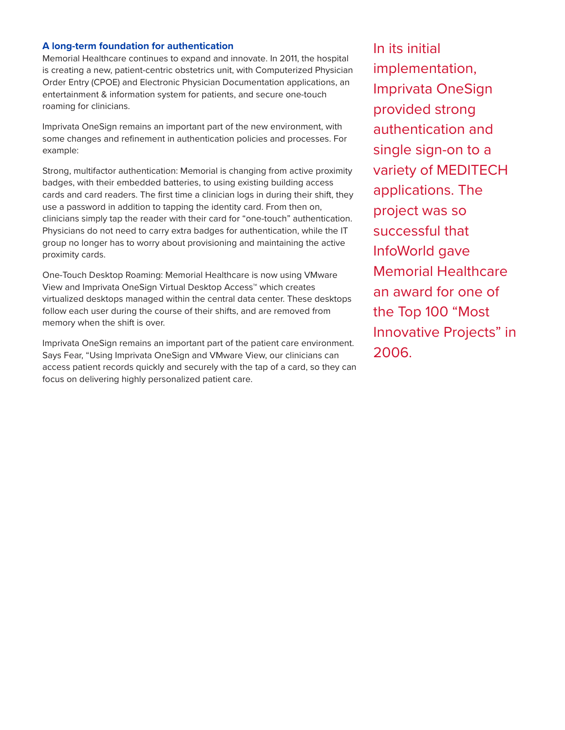### A long-term foundation for authentication

Memorial Healthcare continues to expand and innovate. In 2011, the hospital is creating a new, patient-centric obstetrics unit, with Computerized Physician Order Entry (CPOE) and Electronic Physician Documentation applications, an entertainment & information system for patients, and secure one-touch roaming for clinicians.

Imprivata OneSign remains an important part of the new environment, with some changes and refinement in authentication policies and processes. For example:

Strong, multifactor authentication: Memorial is changing from active proximity badges, with their embedded batteries, to using existing building access cards and card readers. The first time a clinician logs in during their shift, they use a password in addition to tapping the identity card. From then on, clinicians simply tap the reader with their card for "one-touch" authentication. Physicians do not need to carry extra badges for authentication, while the IT group no longer has to worry about provisioning and maintaining the active proximity cards.

One-Touch Desktop Roaming: Memorial Healthcare is now using VMware View and Imprivata OneSign Virtual Desktop Access™ which creates virtualized desktops managed within the central data center. These desktops follow each user during the course of their shifts, and are removed from memory when the shift is over.

Imprivata OneSign remains an important part of the patient care environment. Says Fear, "Using Imprivata OneSign and VMware View, our clinicians can access patient records quickly and securely with the tap of a card, so they can focus on delivering highly personalized patient care.

In its initial implementation, Imprivata OneSign provided strong authentication and single sign-on to a variety of MEDITECH applications. The project was so successful that InfoWorld gave Memorial Healthcare an award for one of the Top 100 "Most Innovative Projects" in 2006.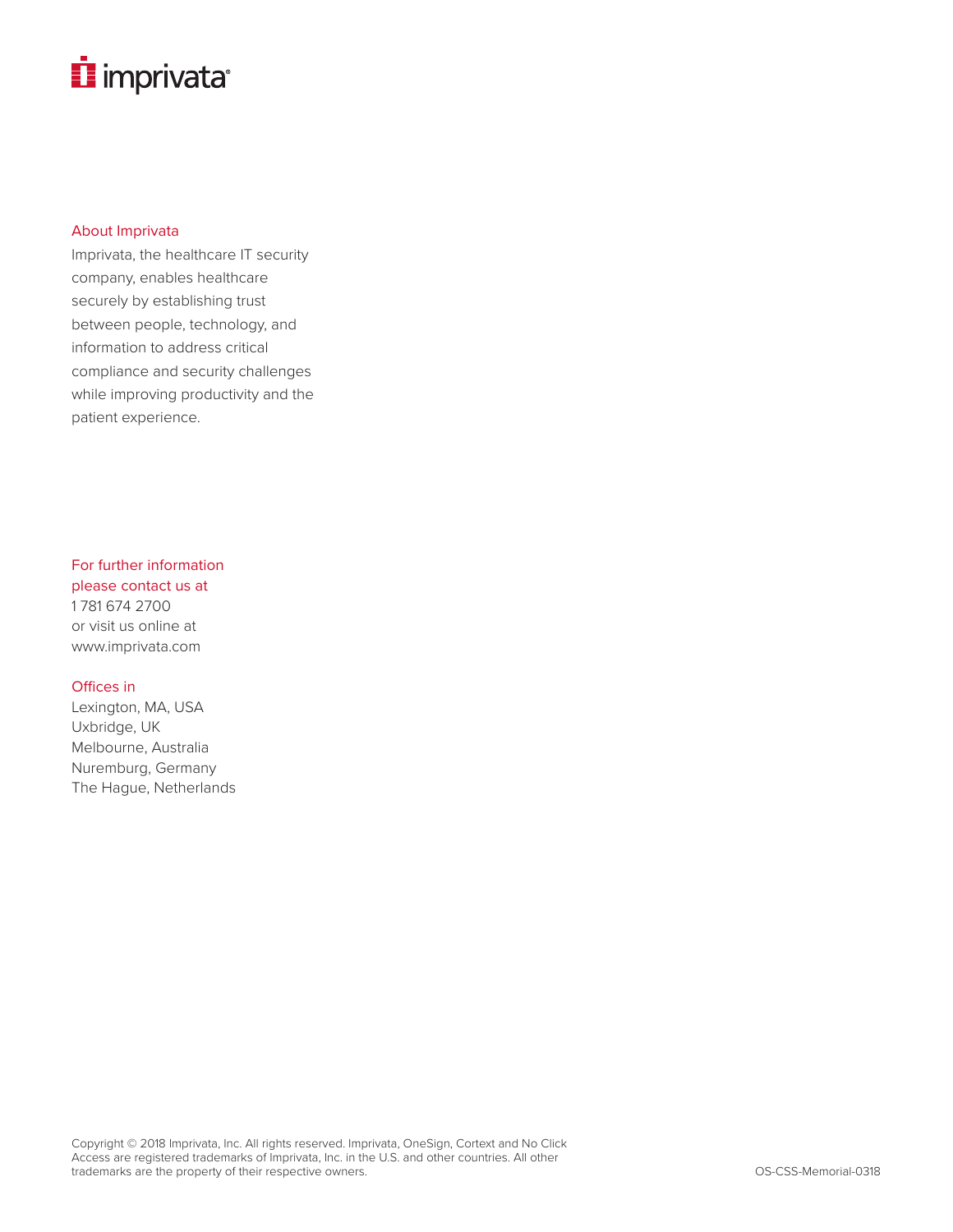imprivata

## About Imprivata

Imprivata, the healthcare IT security company, enables healthcare securely by establishing trust between people, technology, and information to address critical compliance and security challenges while improving productivity and the patient experience.

## For further information please contact us at

1 781 674 2700
or visit us online at
www.imprivata.com

## Offices in

Lexington, MA, USA
Uxbridge, UK
Melbourne, Australia
Nuremburg, Germany
The Hague, Netherlands

Copyright © 2018 Imprivata, Inc. All rights reserved. Imprivata, OneSign, Cortext and No Click Access are registered trademarks of Imprivata, Inc. in the U.S. and other countries. All other trademarks are the property of their respective owners.

OS-CSS-Memorial-0318